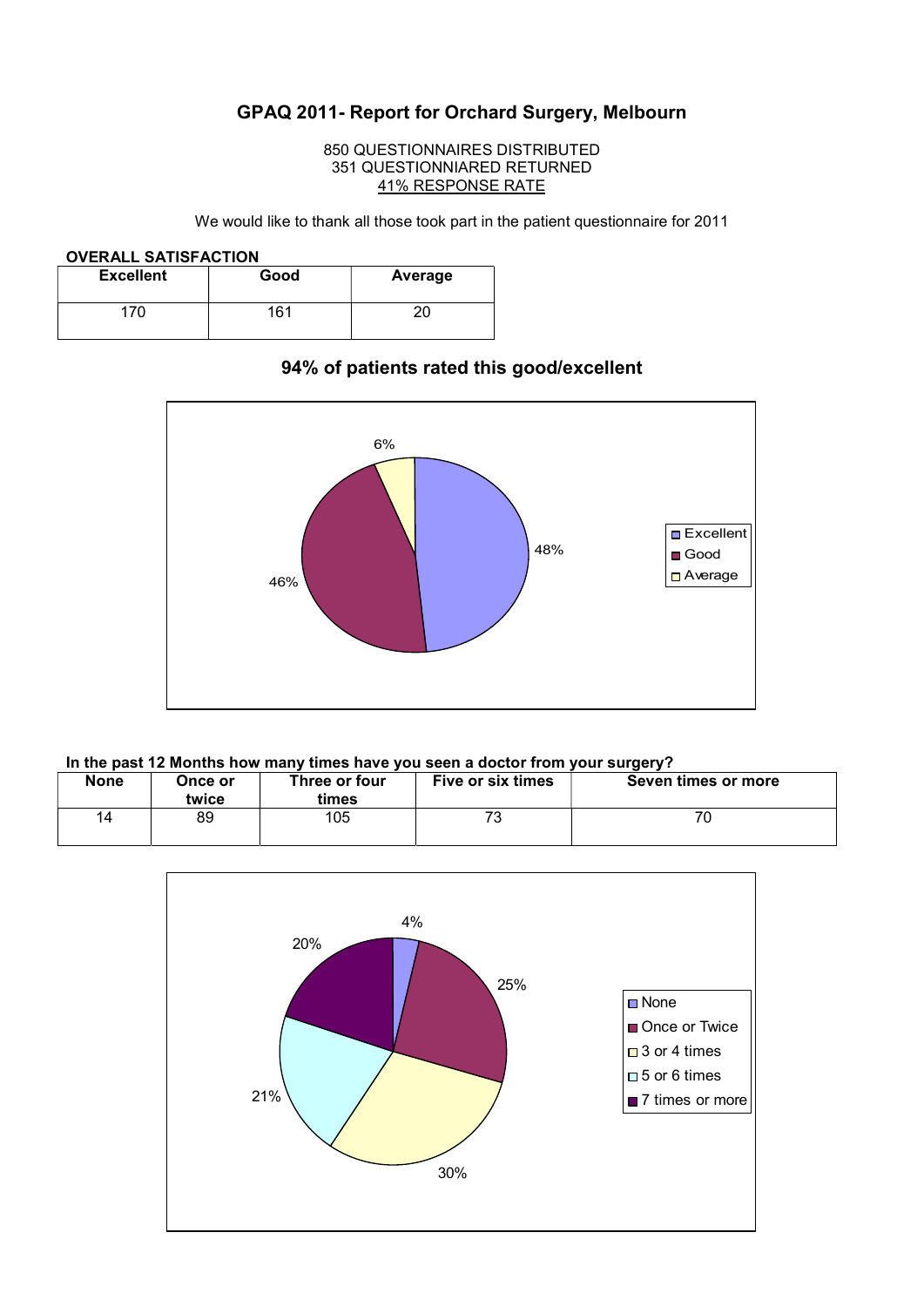# GPAQ 2011- Report for Orchard Surgery, Melbourn

850 QUESTIONNAIRES DISTRIBUTED
351 QUESTIONNIARED RETURNED
41% RESPONSE RATE

We would like to thank all those took part in the patient questionnaire for 2011

**OVERALL SATISFACTION**

| Excellent | Good | Average |
|---|---|---|
| 170 | 161 | 20 |

## 94% of patients rated this good/excellent

6%

48%

46%

- Excellent
- Good
- Average

**In the past 12 Months how many times have you seen a doctor from your surgery?**

| None | Once or twice | Three or four times | Five or six times | Seven times or more |
|---|---|---|---|---|
| 14 | 89 | 105 | 73 | 70 |

4%

20%

25%

21%

30%

- None
- Once or Twice
- 3 or 4 times
- 5 or 6 times
- 7 times or more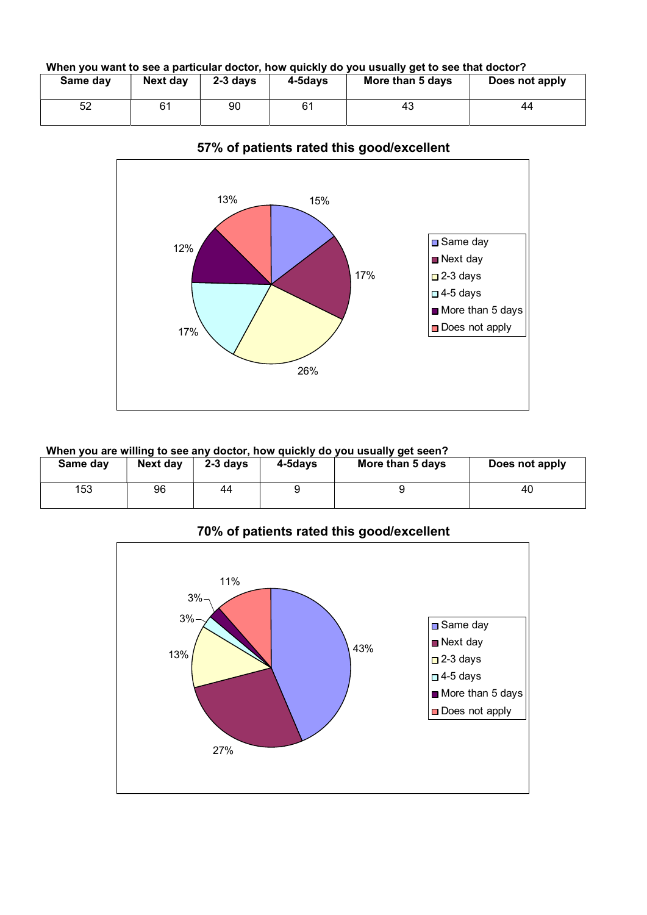**When you want to see a particular doctor, how quickly do you usually get to see that doctor?**

| Same day | Next day | 2-3 days | 4-5days | More than 5 days | Does not apply |
|---|---|---|---|---|---|
| 52 | 61 | 90 | 61 | 43 | 44 |

**57% of patients rated this good/excellent**

**When you are willing to see any doctor, how quickly do you usually get seen?**

| Same day | Next day | 2-3 days | 4-5days | More than 5 days | Does not apply |
|---|---|---|---|---|---|
| 153 | 96 | 44 | 9 | 9 | 40 |

**70% of patients rated this good/excellent**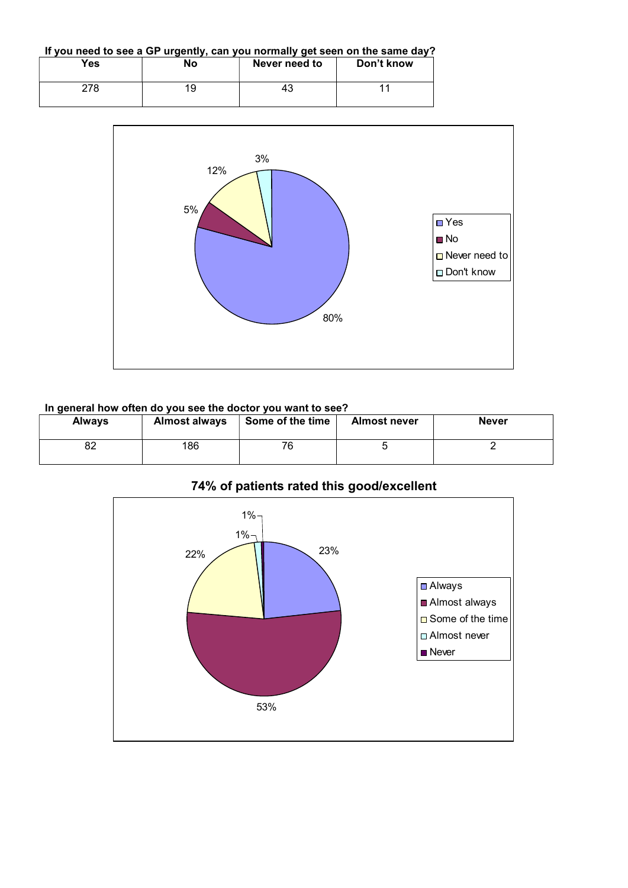**If you need to see a GP urgently, can you normally get seen on the same day?**

| Yes | No | Never need to | Don't know |
|---|---|---|---|
| 278 | 19 | 43 | 11 |

**In general how often do you see the doctor you want to see?**

| Always | Almost always | Some of the time | Almost never | Never |
|---|---|---|---|---|
| 82 | 186 | 76 | 5 | 2 |

## 74% of patients rated this good/excellent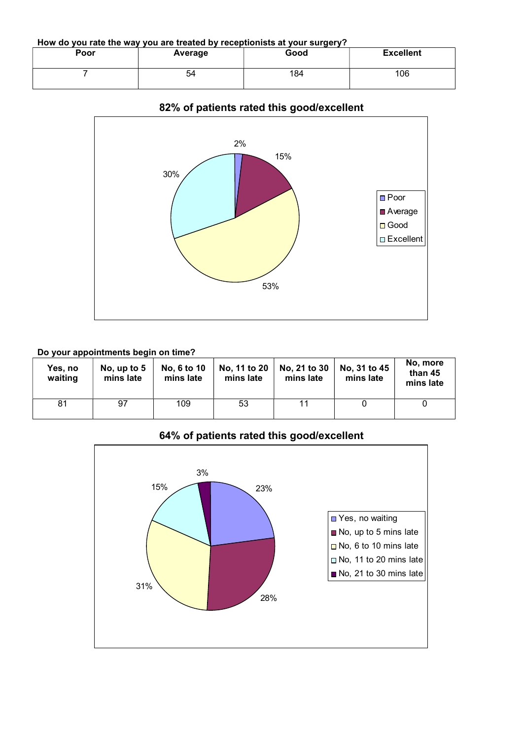**How do you rate the way you are treated by receptionists at your surgery?**

| Poor | Average | Good | Excellent |
|---|---|---|---|
| 7 | 54 | 184 | 106 |

**82% of patients rated this good/excellent**

**Do your appointments begin on time?**

| Yes, no waiting | No, up to 5 mins late | No, 6 to 10 mins late | No, 11 to 20 mins late | No, 21 to 30 mins late | No, 31 to 45 mins late | No, more than 45 mins late |
|---|---|---|---|---|---|---|
| 81 | 97 | 109 | 53 | 11 | 0 | 0 |

**64% of patients rated this good/excellent**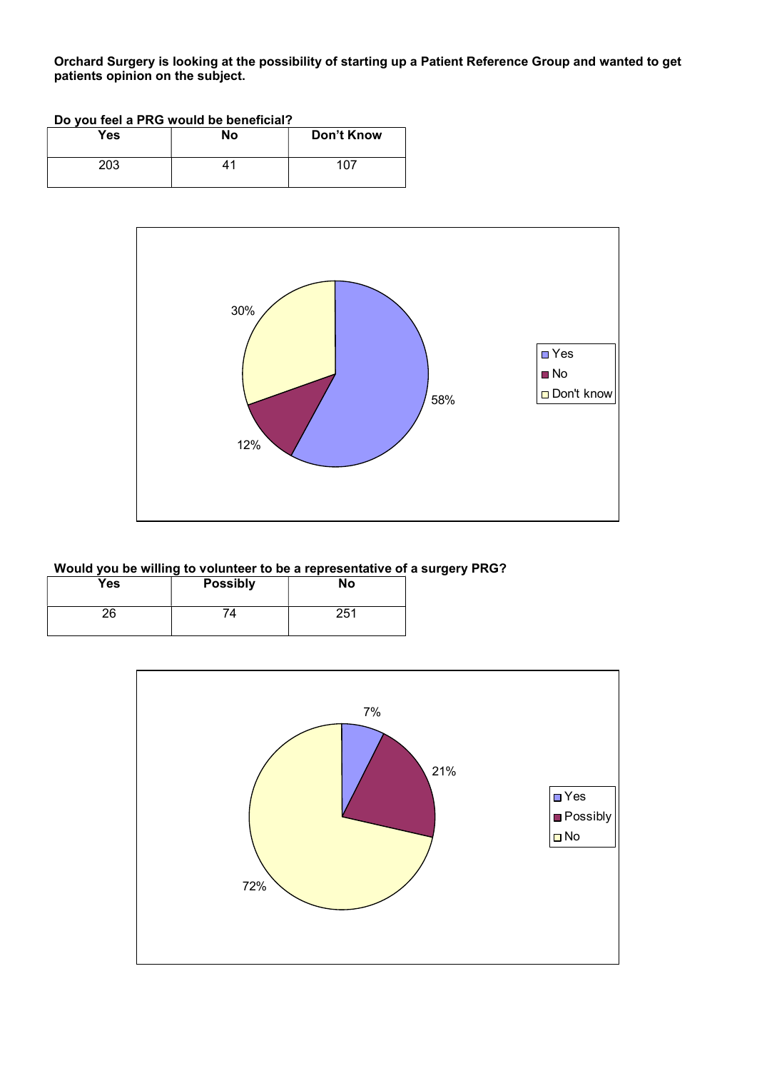**Orchard Surgery is looking at the possibility of starting up a Patient Reference Group and wanted to get patients opinion on the subject.**

**Do you feel a PRG would be beneficial?**

| Yes | No | Don't Know |
|---|---|---|
| 203 | 41 | 107 |

**Would you be willing to volunteer to be a representative of a surgery PRG?**

| Yes | Possibly | No |
|---|---|---|
| 26 | 74 | 251 |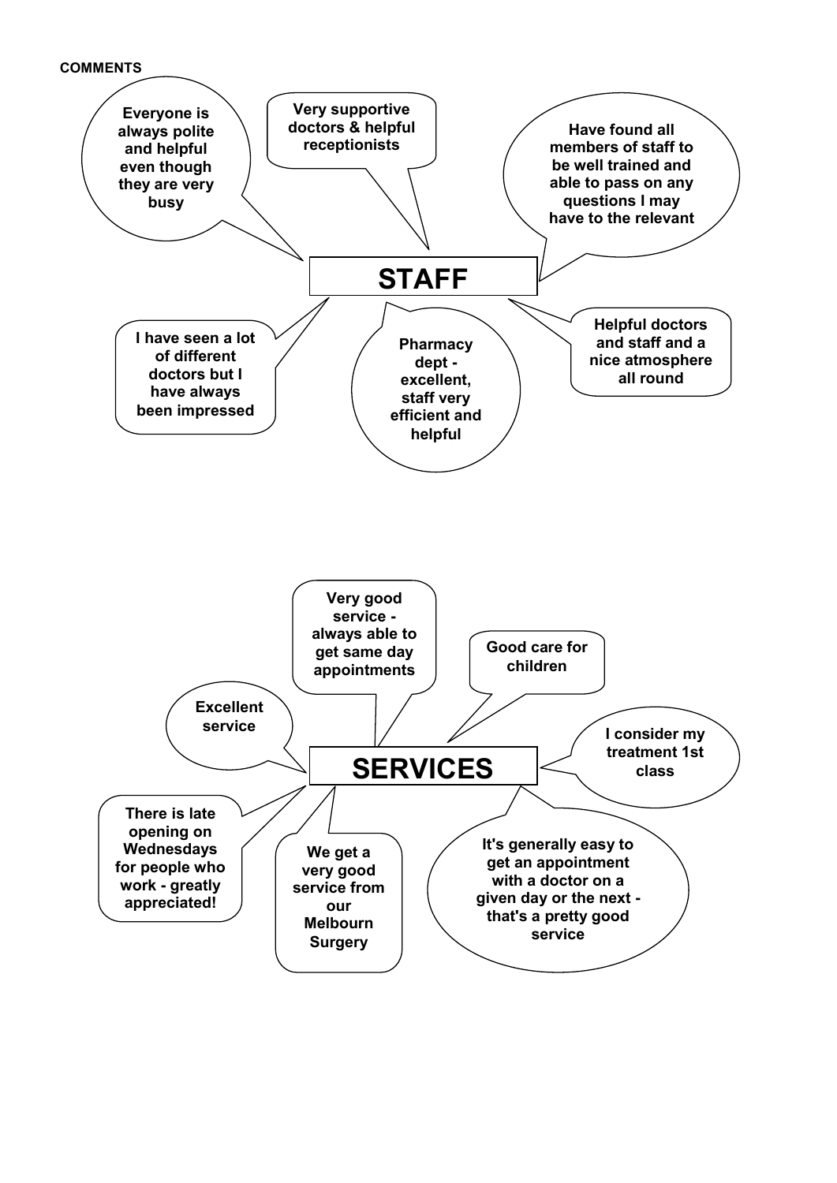**COMMENTS**

## STAFF

- Everyone is always polite and helpful even though they are very busy
- Very supportive doctors & helpful receptionists
- Have found all members of staff to be well trained and able to pass on any questions I may have to the relevant
- I have seen a lot of different doctors but I have always been impressed
- Pharmacy dept - excellent, staff very efficient and helpful
- Helpful doctors and staff and a nice atmosphere all round

## SERVICES

- Very good service - always able to get same day appointments
- Good care for children
- Excellent service
- I consider my treatment 1st class
- There is late opening on Wednesdays for people who work - greatly appreciated!
- We get a very good service from our Melbourn Surgery
- It's generally easy to get an appointment with a doctor on a given day or the next - that's a pretty good service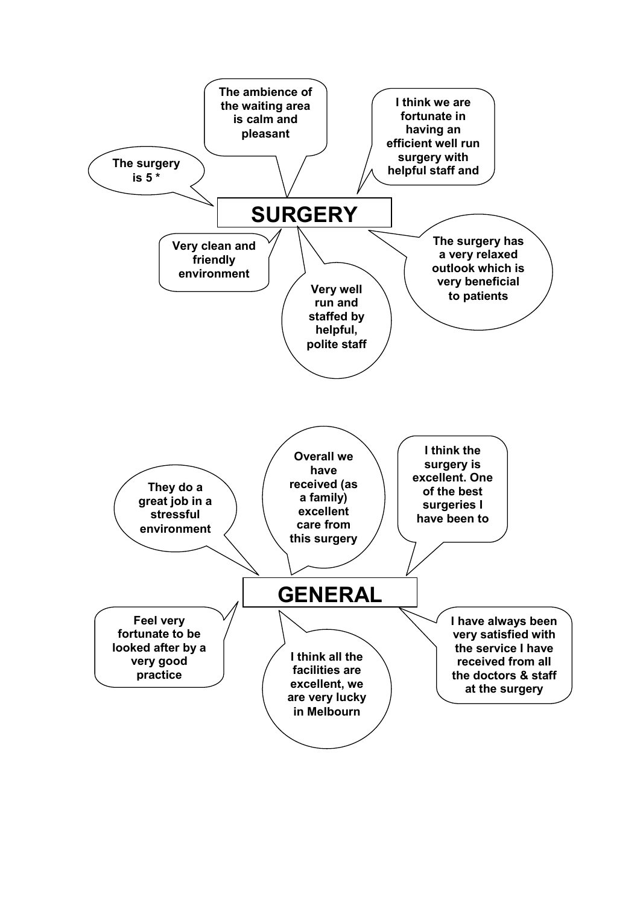## SURGERY

- The surgery is 5 *
- The ambience of the waiting area is calm and pleasant
- I think we are fortunate in having an efficient well run surgery with helpful staff and
- Very clean and friendly environment
- Very well run and staffed by helpful, polite staff
- The surgery has a very relaxed outlook which is very beneficial to patients

## GENERAL

- They do a great job in a stressful environment
- Overall we have received (as a family) excellent care from this surgery
- I think the surgery is excellent. One of the best surgeries I have been to
- Feel very fortunate to be looked after by a very good practice
- I think all the facilities are excellent, we are very lucky in Melbourn
- I have always been very satisfied with the service I have received from all the doctors & staff at the surgery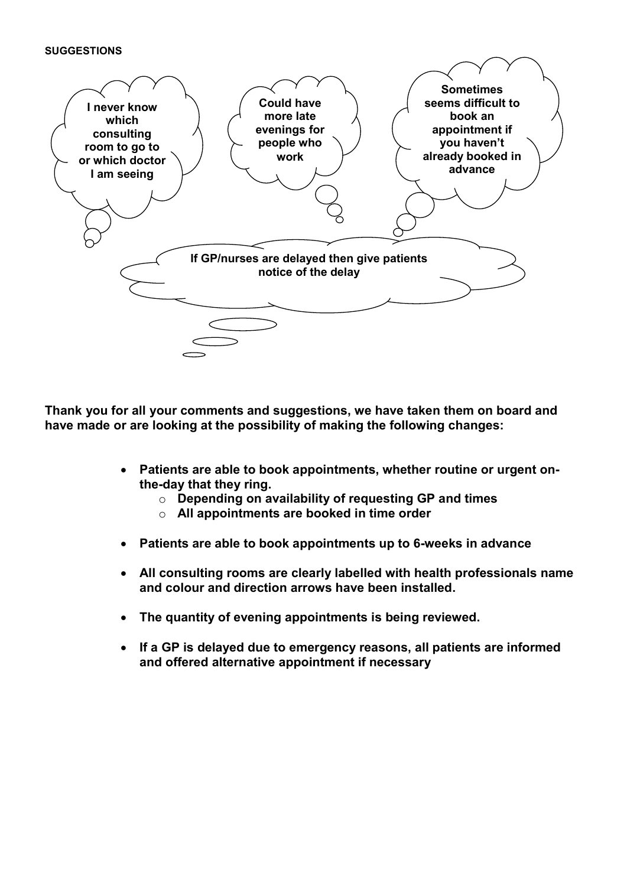**SUGGESTIONS**

I never know which consulting room to go to or which doctor I am seeing

Could have more late evenings for people who work

Sometimes seems difficult to book an appointment if you haven't already booked in advance

If GP/nurses are delayed then give patients notice of the delay

**Thank you for all your comments and suggestions, we have taken them on board and have made or are looking at the possibility of making the following changes:**

- **Patients are able to book appointments, whether routine or urgent on-the-day that they ring.**
  - **Depending on availability of requesting GP and times**
  - **All appointments are booked in time order**
- **Patients are able to book appointments up to 6-weeks in advance**
- **All consulting rooms are clearly labelled with health professionals name and colour and direction arrows have been installed.**
- **The quantity of evening appointments is being reviewed.**
- **If a GP is delayed due to emergency reasons, all patients are informed and offered alternative appointment if necessary**